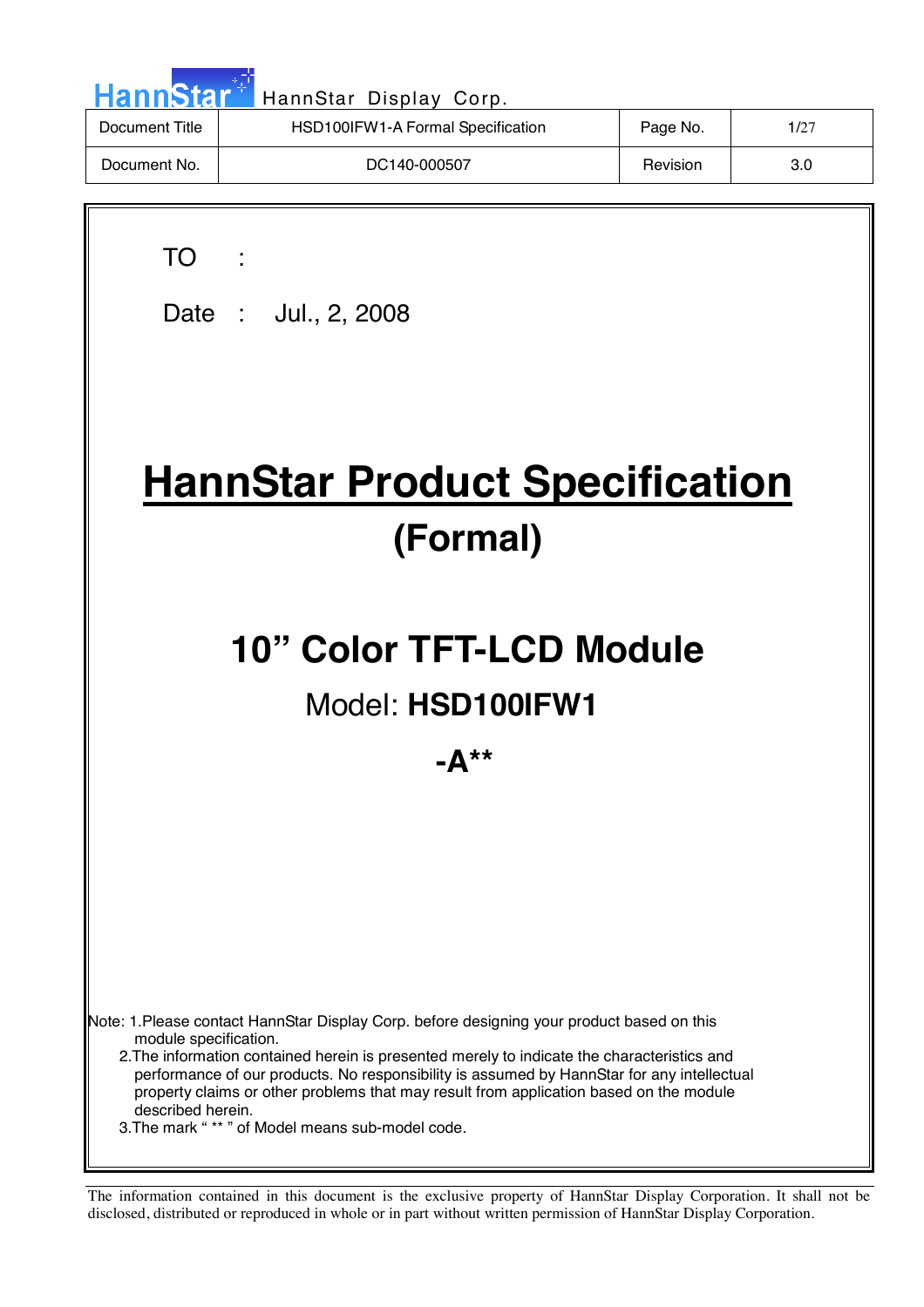| Document Title | HSD100IFW1-A Formal Specification | Page No. | 1/27 |
| --- | --- | --- | --- |
| Document No. | DC140-000507 | Revision | 3.0 |

TO :

Date : Jul., 2, 2008

# HannStar Product Specification

## (Formal)

## 10" Color TFT-LCD Module

Model: **HSD100IFW1**

**-A****

Note: 1.Please contact HannStar Display Corp. before designing your product based on this module specification.

2.The information contained herein is presented merely to indicate the characteristics and performance of our products. No responsibility is assumed by HannStar for any intellectual property claims or other problems that may result from application based on the module described herein.

3.The mark " ** " of Model means sub-model code.

The information contained in this document is the exclusive property of HannStar Display Corporation. It shall not be disclosed, distributed or reproduced in whole or in part without written permission of HannStar Display Corporation.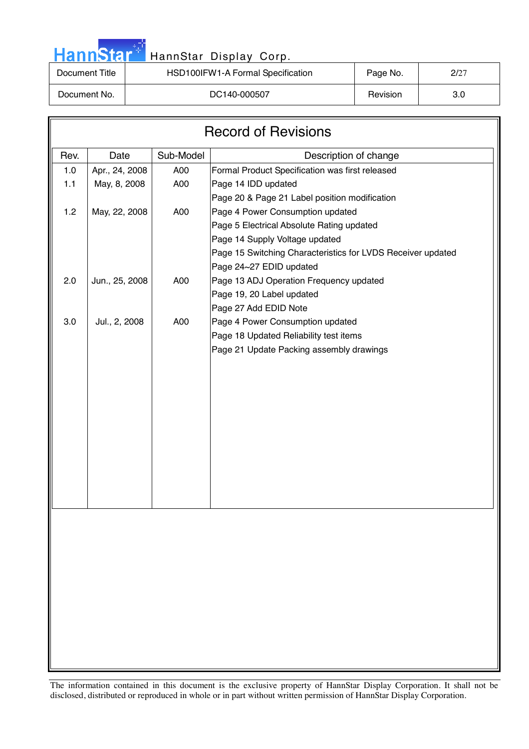| Document Title | HSD100IFW1-A Formal Specification | Page No. | 2/27 |
|---|---|---|---|
| Document No. | DC140-000507 | Revision | 3.0 |

# Record of Revisions

| Rev. | Date | Sub-Model | Description of change |
|---|---|---|---|
| 1.0 | Apr., 24, 2008 | A00 | Formal Product Specification was first released |
| 1.1 | May, 8, 2008 | A00 | Page 14 IDD updated |
| | | | Page 20 & Page 21 Label position modification |
| 1.2 | May, 22, 2008 | A00 | Page 4 Power Consumption updated |
| | | | Page 5 Electrical Absolute Rating updated |
| | | | Page 14 Supply Voltage updated |
| | | | Page 15 Switching Characteristics for LVDS Receiver updated |
| | | | Page 24~27 EDID updated |
| 2.0 | Jun., 25, 2008 | A00 | Page 13 ADJ Operation Frequency updated |
| | | | Page 19, 20 Label updated |
| | | | Page 27 Add EDID Note |
| 3.0 | Jul., 2, 2008 | A00 | Page 4 Power Consumption updated |
| | | | Page 18 Updated Reliability test items |
| | | | Page 21 Update Packing assembly drawings |

The information contained in this document is the exclusive property of HannStar Display Corporation. It shall not be disclosed, distributed or reproduced in whole or in part without written permission of HannStar Display Corporation.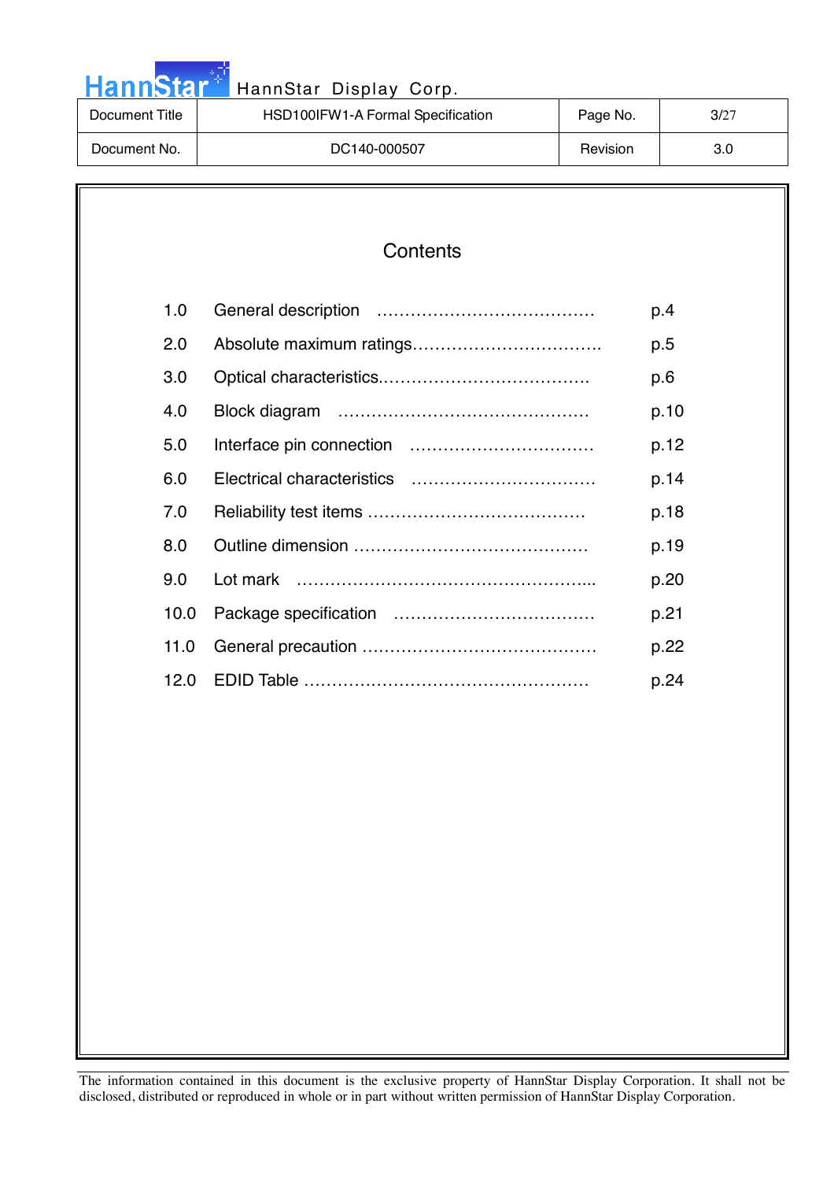# Contents

| | | |
|---|---|---|
| 1.0 | General description | p.4 |
| 2.0 | Absolute maximum ratings | p.5 |
| 3.0 | Optical characteristics | p.6 |
| 4.0 | Block diagram | p.10 |
| 5.0 | Interface pin connection | p.12 |
| 6.0 | Electrical characteristics | p.14 |
| 7.0 | Reliability test items | p.18 |
| 8.0 | Outline dimension | p.19 |
| 9.0 | Lot mark | p.20 |
| 10.0 | Package specification | p.21 |
| 11.0 | General precaution | p.22 |
| 12.0 | EDID Table | p.24 |

The information contained in this document is the exclusive property of HannStar Display Corporation. It shall not be disclosed, distributed or reproduced in whole or in part without written permission of HannStar Display Corporation.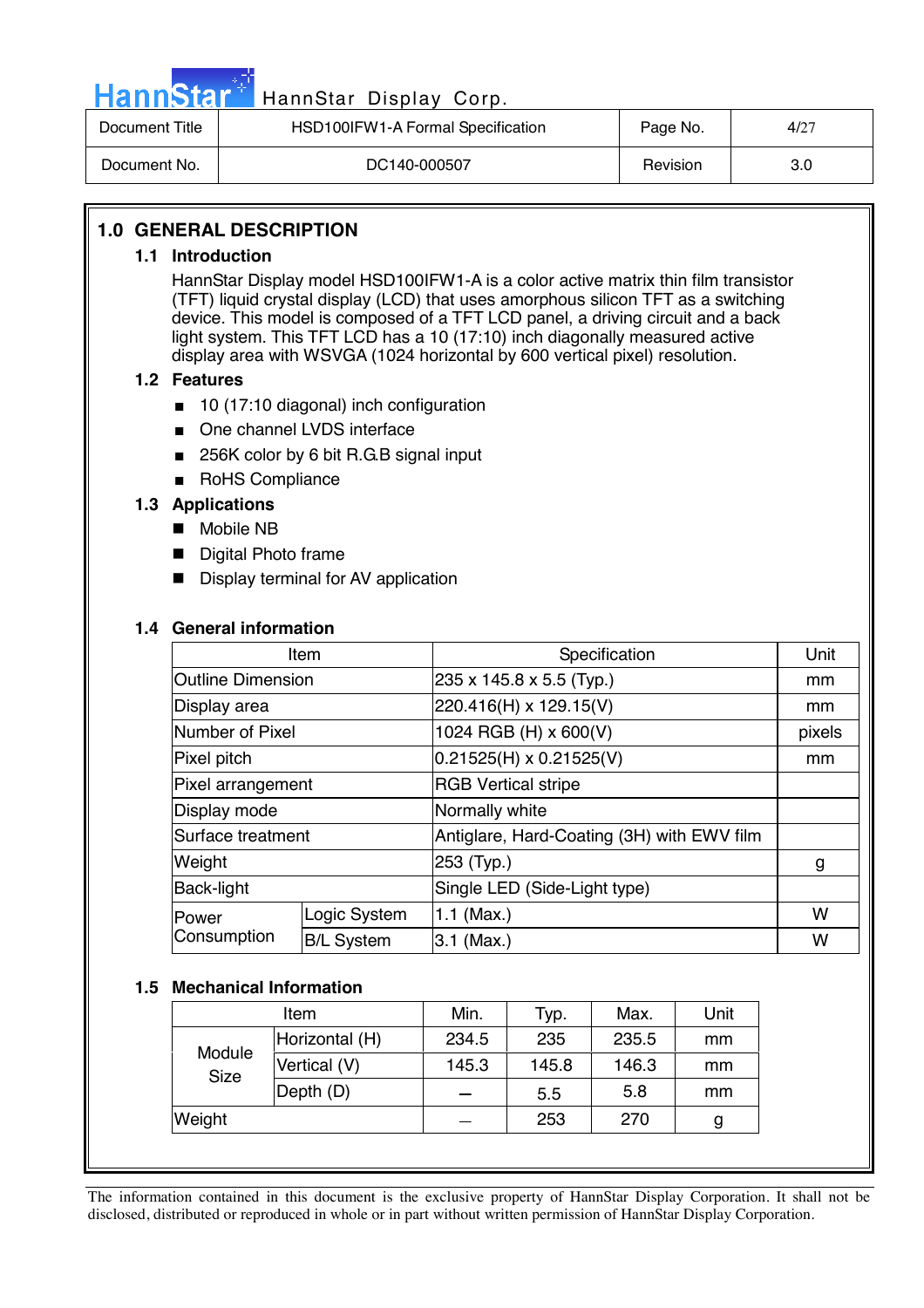# 1.0 GENERAL DESCRIPTION

## 1.1 Introduction

HannStar Display model HSD100IFW1-A is a color active matrix thin film transistor (TFT) liquid crystal display (LCD) that uses amorphous silicon TFT as a switching device. This model is composed of a TFT LCD panel, a driving circuit and a back light system. This TFT LCD has a 10 (17:10) inch diagonally measured active display area with WSVGA (1024 horizontal by 600 vertical pixel) resolution.

## 1.2 Features

- 10 (17:10 diagonal) inch configuration
- One channel LVDS interface
- 256K color by 6 bit R.G.B signal input
- RoHS Compliance

## 1.3 Applications

- Mobile NB
- Digital Photo frame
- Display terminal for AV application

## 1.4 General information

| Item | | Specification | Unit |
|---|---|---|---|
| Outline Dimension | | 235 x 145.8 x 5.5 (Typ.) | mm |
| Display area | | 220.416(H) x 129.15(V) | mm |
| Number of Pixel | | 1024 RGB (H) x 600(V) | pixels |
| Pixel pitch | | 0.21525(H) x 0.21525(V) | mm |
| Pixel arrangement | | RGB Vertical stripe | |
| Display mode | | Normally white | |
| Surface treatment | | Antiglare, Hard-Coating (3H) with EWV film | |
| Weight | | 253 (Typ.) | g |
| Back-light | | Single LED (Side-Light type) | |
| Power Consumption | Logic System | 1.1 (Max.) | W |
| | B/L System | 3.1 (Max.) | W |

## 1.5 Mechanical Information

| Item | | Min. | Typ. | Max. | Unit |
|---|---|---|---|---|---|
| Module Size | Horizontal (H) | 234.5 | 235 | 235.5 | mm |
| | Vertical (V) | 145.3 | 145.8 | 146.3 | mm |
| | Depth (D) | – | 5.5 | 5.8 | mm |
| Weight | | – | 253 | 270 | g |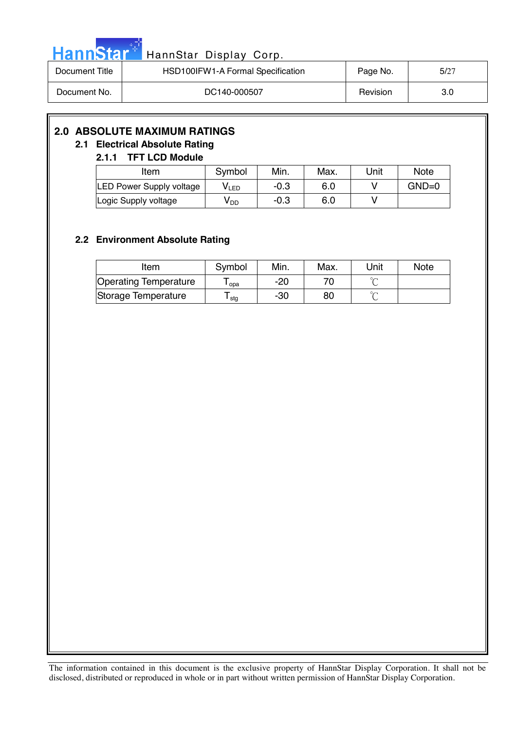## 2.0 ABSOLUTE MAXIMUM RATINGS

### 2.1 Electrical Absolute Rating

#### 2.1.1 TFT LCD Module

| Item | Symbol | Min. | Max. | Unit | Note |
|---|---|---|---|---|---|
| LED Power Supply voltage | $V_{LED}$ | -0.3 | 6.0 | V | GND=0 |
| Logic Supply voltage | $V_{DD}$ | -0.3 | 6.0 | V | |

### 2.2 Environment Absolute Rating

| Item | Symbol | Min. | Max. | Unit | Note |
|---|---|---|---|---|---|
| Operating Temperature | $T_{opa}$ | -20 | 70 | ℃ | |
| Storage Temperature | $T_{stg}$ | -30 | 80 | ℃ | |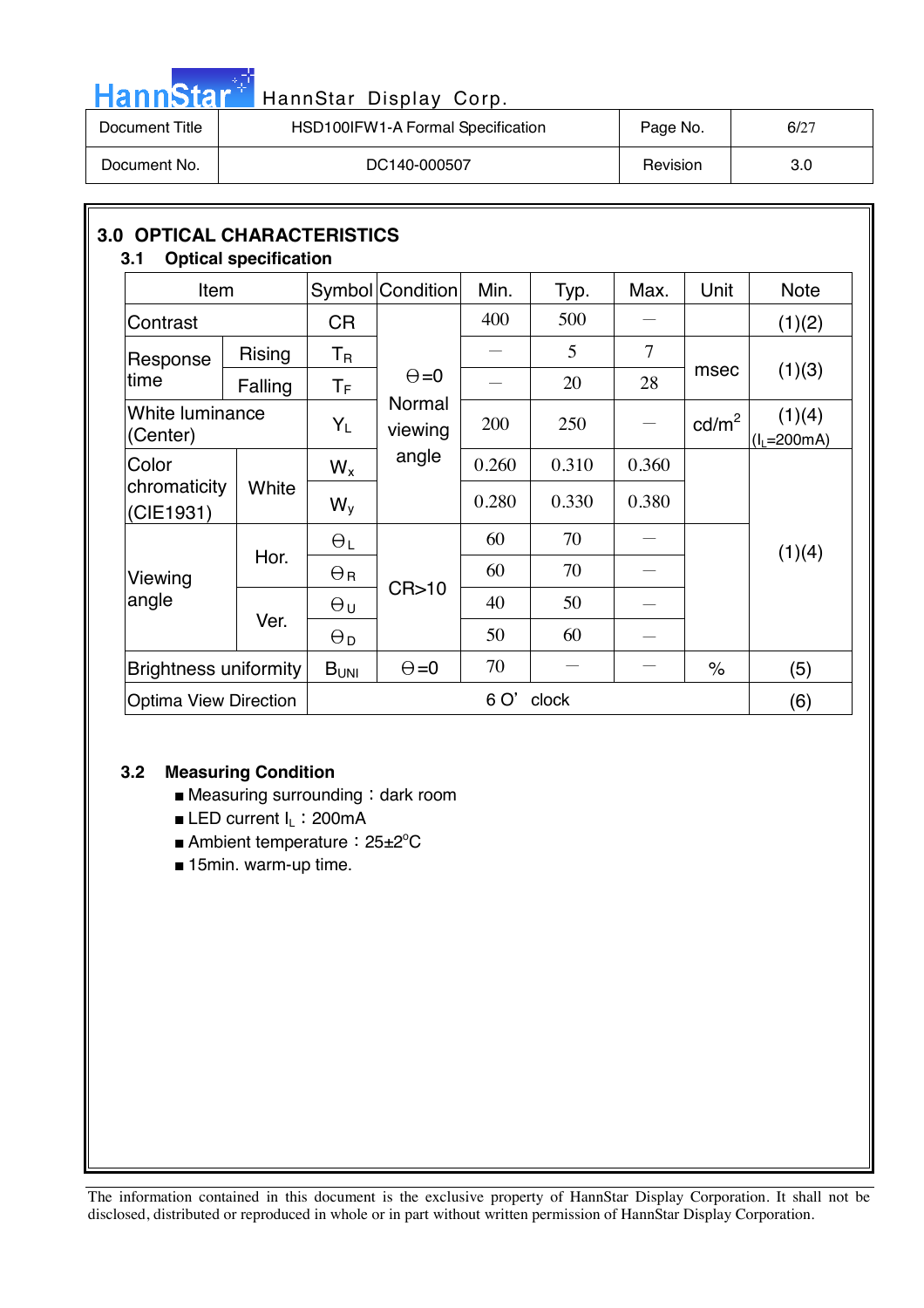## 3.0 OPTICAL CHARACTERISTICS

### 3.1 Optical specification

| Item | | Symbol | Condition | Min. | Typ. | Max. | Unit | Note |
|---|---|---|---|---|---|---|---|---|
| Contrast | | CR | Θ=0 Normal viewing angle | 400 | 500 | — | | (1)(2) |
| Response time | Rising | $T_R$ | | — | 5 | 7 | msec | (1)(3) |
| | Falling | $T_F$ | | — | 20 | 28 | | |
| White luminance (Center) | | $Y_L$ | | 200 | 250 | — | cd/m$^2$ | (1)(4) ($I_L$=200mA) |
| Color chromaticity (CIE1931) | White | $W_x$ | | 0.260 | 0.310 | 0.360 | | (1)(4) |
| | | $W_y$ | | 0.280 | 0.330 | 0.380 | | |
| Viewing angle | Hor. | $\Theta_L$ | CR>10 | 60 | 70 | — | | |
| | | $\Theta_R$ | | 60 | 70 | — | | |
| | Ver. | $\Theta_U$ | | 40 | 50 | — | | |
| | | $\Theta_D$ | | 50 | 60 | — | | |
| Brightness uniformity | | $B_{UNI}$ | Θ=0 | 70 | — | — | % | (5) |
| Optima View Direction | | 6 O' clock | | | | | | (6) |

### 3.2 Measuring Condition

- Measuring surrounding：dark room
- LED current $I_L$：200mA
- Ambient temperature：25±2°C
- 15min. warm-up time.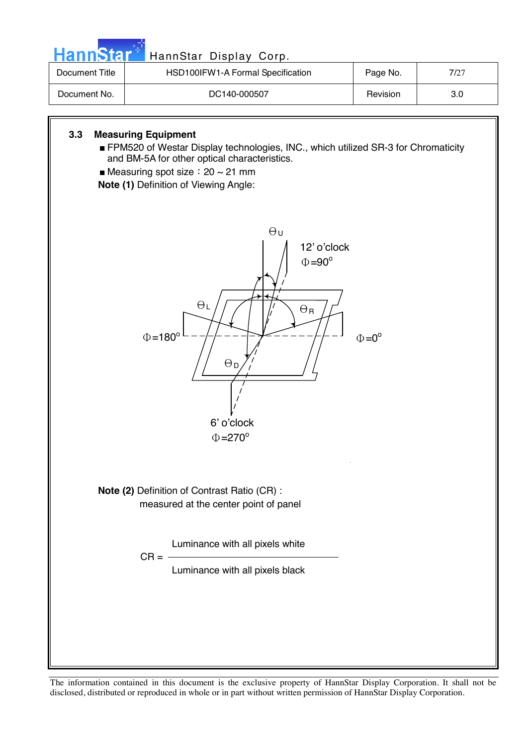### 3.3 Measuring Equipment

- FPM520 of Westar Display technologies, INC., which utilized SR-3 for Chromaticity and BM-5A for other optical characteristics.
- Measuring spot size：20 ~ 21 mm

**Note (1)** Definition of Viewing Angle:

$\Theta_U$

12' o'clock
$\Phi=90^o$

$\Theta_L$ $\Theta_R$

$\Phi=180^o$ $\Phi=0^o$

$\Theta_D$

6' o'clock
$\Phi=270^o$

**Note (2)** Definition of Contrast Ratio (CR) :
measured at the center point of panel

$$CR = \frac{\text{Luminance with all pixels white}}{\text{Luminance with all pixels black}}$$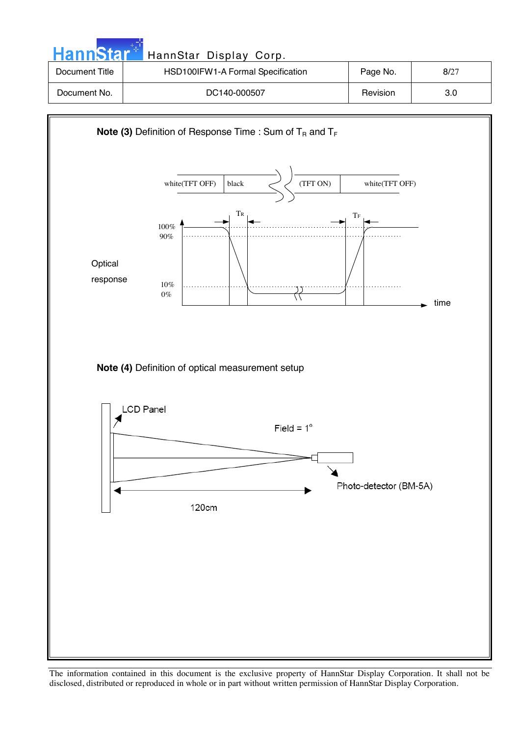**Note (3)** Definition of Response Time : Sum of $T_R$ and $T_F$

| white(TFT OFF) | black | (TFT ON) | white(TFT OFF) |
|---|---|---|---|

Optical response

$T_R$ $T_F$

100%
90%
10%
0%

time

**Note (4)** Definition of optical measurement setup

LCD Panel

Field = 1°

Photo-detector (BM-5A)

120cm

The information contained in this document is the exclusive property of HannStar Display Corporation. It shall not be disclosed, distributed or reproduced in whole or in part without written permission of HannStar Display Corporation.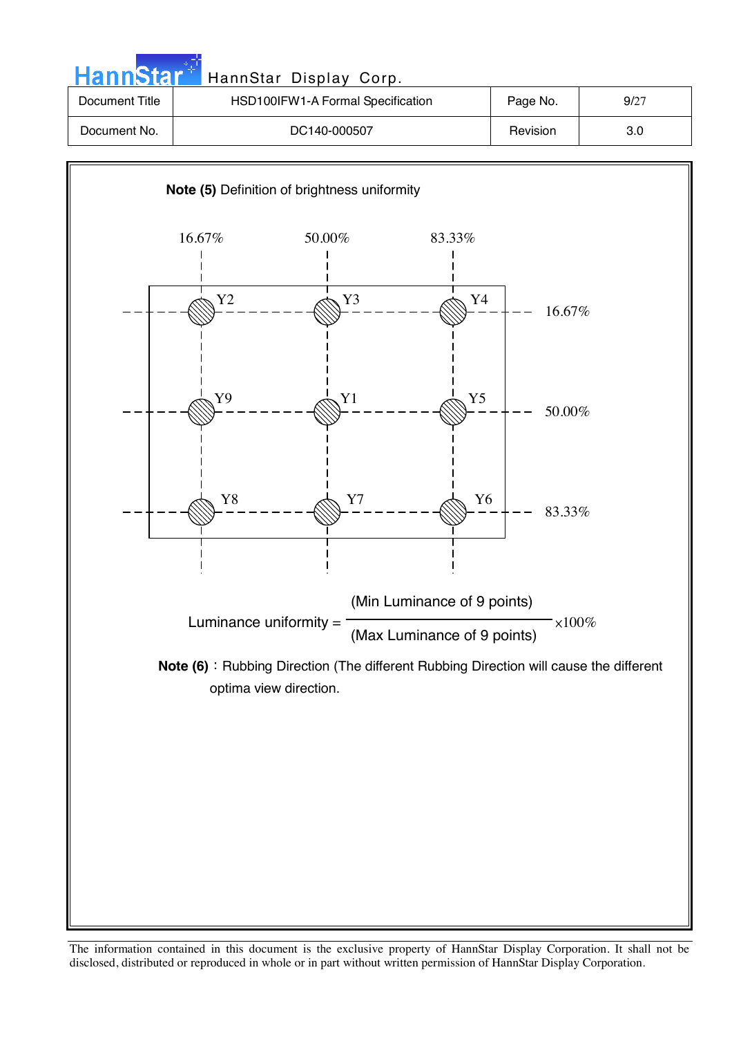**Note (5)** Definition of brightness uniformity

| | 16.67% | 50.00% | 83.33% |
|---|---|---|---|
| 16.67% | Y2 | Y3 | Y4 |
| 50.00% | Y9 | Y1 | Y5 |
| 83.33% | Y8 | Y7 | Y6 |

$$\text{Luminance uniformity} = \frac{\text{(Min Luminance of 9 points)}}{\text{(Max Luminance of 9 points)}} \times 100\%$$

**Note (6)**：Rubbing Direction (The different Rubbing Direction will cause the different optima view direction.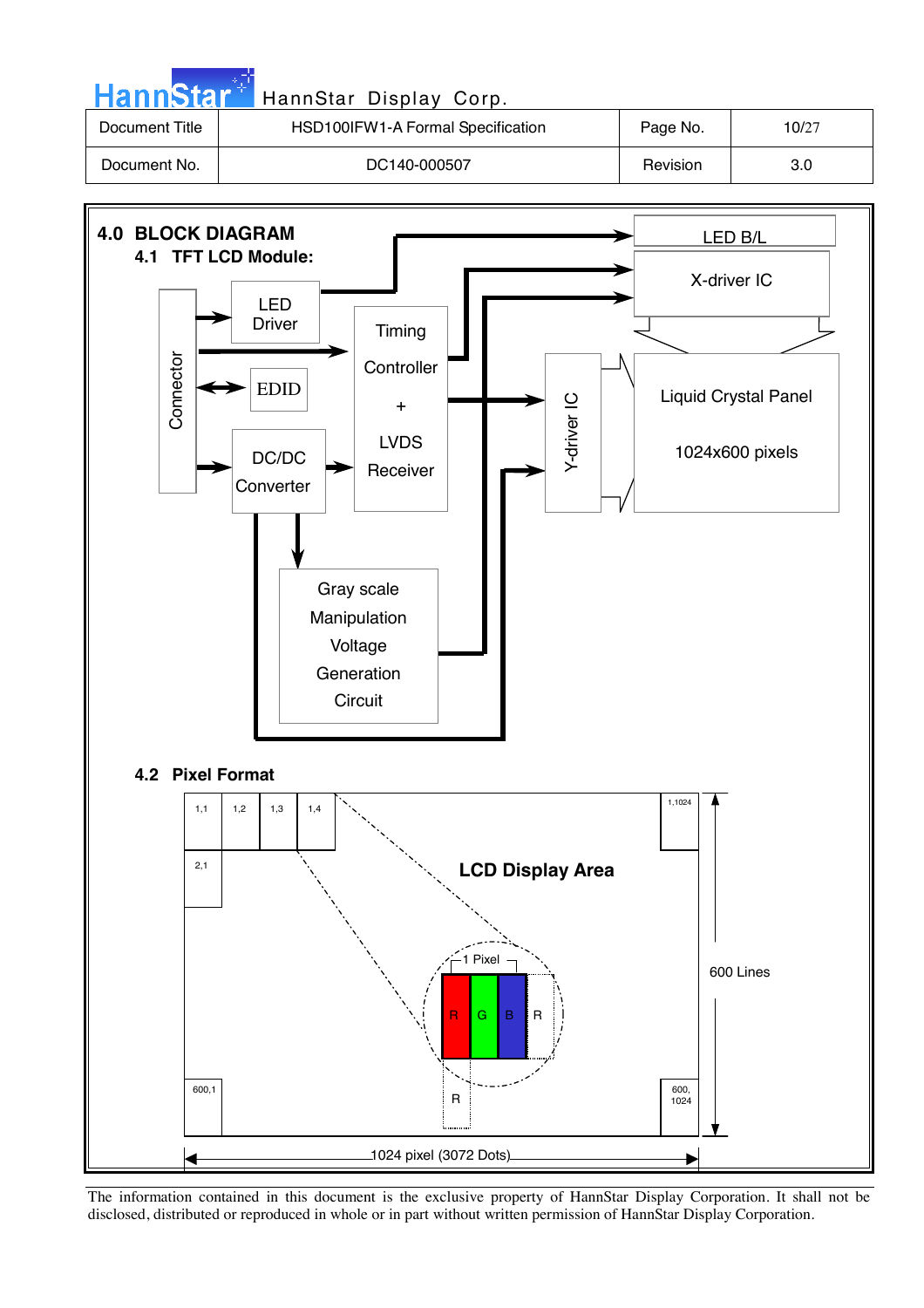## 4.0 BLOCK DIAGRAM

### 4.1 TFT LCD Module:

Connector

LED Driver

EDID

DC/DC Converter

Timing Controller + LVDS Receiver

Gray scale Manipulation Voltage Generation Circuit

LED B/L

X-driver IC

Y-driver IC

Liquid Crystal Panel

1024x600 pixels

### 4.2 Pixel Format

LCD Display Area

1,1 | 1,2 | 1,3 | 1,4 | 1,1024

2,1

600,1 | 600, 1024

1 Pixel: R G B

600 Lines

1024 pixel (3072 Dots)

The information contained in this document is the exclusive property of HannStar Display Corporation. It shall not be disclosed, distributed or reproduced in whole or in part without written permission of HannStar Display Corporation.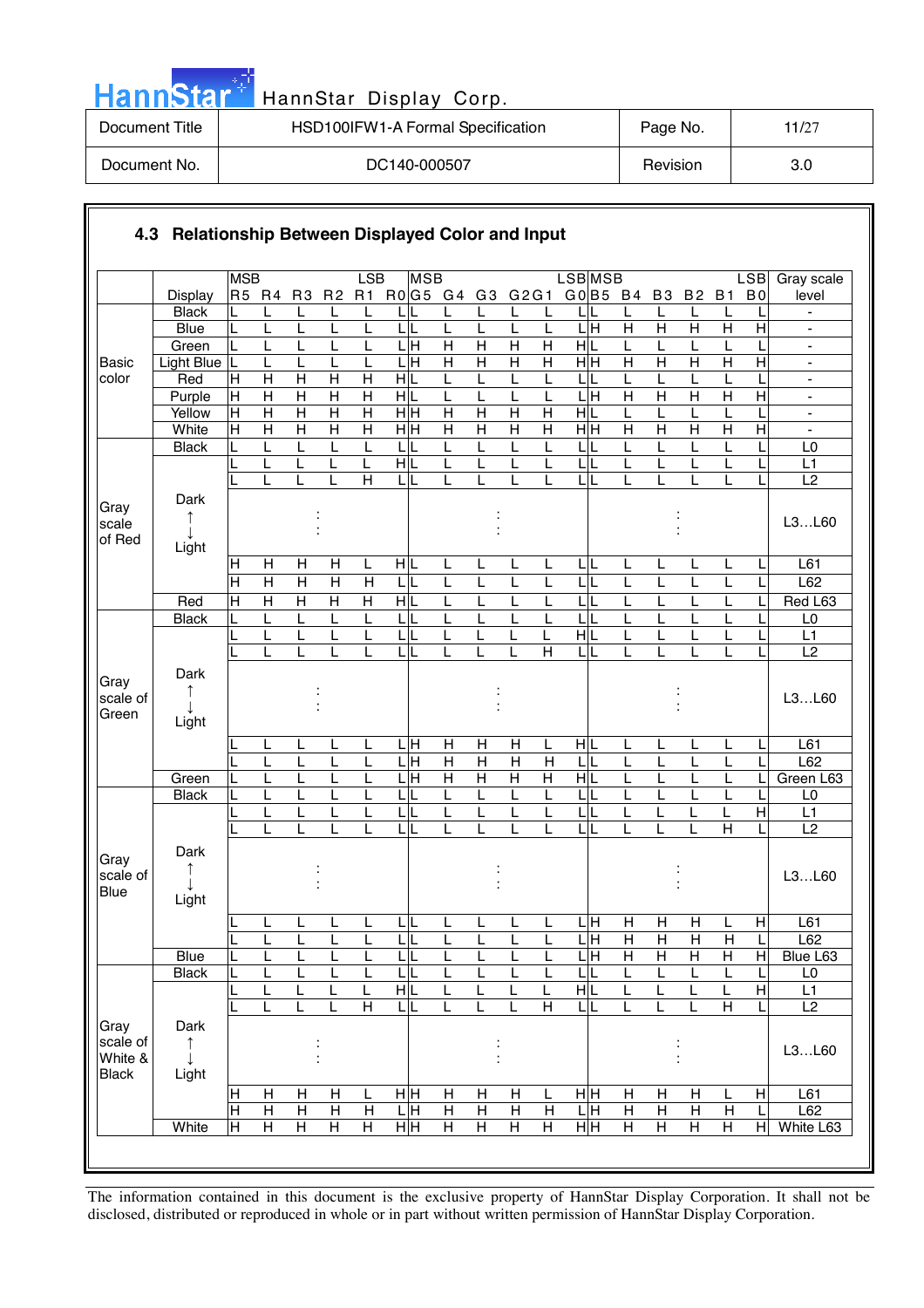### 4.3 Relationship Between Displayed Color and Input

| | Display | R5 (MSB) | R4 | R3 | R2 | R1 | R0 (LSB) | G5 (MSB) | G4 | G3 | G2 | G1 | G0 (LSB) | B5 (MSB) | B4 | B3 | B2 | B1 | B0 (LSB) | Gray scale level |
|---|---|---|---|---|---|---|---|---|---|---|---|---|---|---|---|---|---|---|---|---|
| Basic color | Black | L | L | L | L | L | L | L | L | L | L | L | L | L | L | L | L | L | L | - |
| | Blue | L | L | L | L | L | L | L | L | L | L | L | L | H | H | H | H | H | H | - |
| | Green | L | L | L | L | L | L | H | H | H | H | H | H | L | L | L | L | L | L | - |
| | Light Blue | L | L | L | L | L | L | H | H | H | H | H | H | H | H | H | H | H | H | - |
| | Red | H | H | H | H | H | H | L | L | L | L | L | L | L | L | L | L | L | L | - |
| | Purple | H | H | H | H | H | H | L | L | L | L | L | L | H | H | H | H | H | H | - |
| | Yellow | H | H | H | H | H | H | H | H | H | H | H | H | L | L | L | L | L | L | - |
| | White | H | H | H | H | H | H | H | H | H | H | H | H | H | H | H | H | H | H | - |
| Gray scale of Red | Black | L | L | L | L | L | L | L | L | L | L | L | L | L | L | L | L | L | L | L0 |
| | | L | L | L | L | L | H | L | L | L | L | L | L | L | L | L | L | L | L | L1 |
| | | L | L | L | L | H | L | L | L | L | L | L | L | L | L | L | L | L | L | L2 |
| | Dark ↑ ↓ Light | | | : | | | | | | : | | | | | | : | | | | L3…L60 |
| | | H | H | H | H | L | H | L | L | L | L | L | L | L | L | L | L | L | L | L61 |
| | | H | H | H | H | H | L | L | L | L | L | L | L | L | L | L | L | L | L | L62 |
| | Red | H | H | H | H | H | H | L | L | L | L | L | L | L | L | L | L | L | L | Red L63 |
| Gray scale of Green | Black | L | L | L | L | L | L | L | L | L | L | L | L | L | L | L | L | L | L | L0 |
| | | L | L | L | L | L | L | L | L | L | L | L | H | L | L | L | L | L | L | L1 |
| | | L | L | L | L | L | L | L | L | L | L | H | L | L | L | L | L | L | L | L2 |
| | Dark ↑ ↓ Light | | | : | | | | | | : | | | | | | : | | | | L3…L60 |
| | | L | L | L | L | L | L | H | H | H | H | L | H | L | L | L | L | L | L | L61 |
| | | L | L | L | L | L | L | H | H | H | H | H | L | L | L | L | L | L | L | L62 |
| | Green | L | L | L | L | L | L | H | H | H | H | H | H | L | L | L | L | L | L | Green L63 |
| Gray scale of Blue | Black | L | L | L | L | L | L | L | L | L | L | L | L | L | L | L | L | L | L | L0 |
| | | L | L | L | L | L | L | L | L | L | L | L | L | L | L | L | L | L | H | L1 |
| | | L | L | L | L | L | L | L | L | L | L | L | L | L | L | L | L | H | L | L2 |
| | Dark ↑ ↓ Light | | | : | | | | | | : | | | | | | : | | | | L3…L60 |
| | | L | L | L | L | L | L | L | L | L | L | L | L | H | H | H | H | L | H | L61 |
| | | L | L | L | L | L | L | L | L | L | L | L | L | H | H | H | H | H | L | L62 |
| | Blue | L | L | L | L | L | L | L | L | L | L | L | L | H | H | H | H | H | H | Blue L63 |
| Gray scale of White & Black | Black | L | L | L | L | L | L | L | L | L | L | L | L | L | L | L | L | L | L | L0 |
| | | L | L | L | L | L | H | L | L | L | L | L | H | L | L | L | L | L | H | L1 |
| | | L | L | L | L | H | L | L | L | L | L | H | L | L | L | L | L | H | L | L2 |
| | Dark ↑ ↓ Light | | | : | | | | | | : | | | | | | : | | | | L3…L60 |
| | | H | H | H | H | L | H | H | H | H | H | L | H | H | H | H | H | L | H | L61 |
| | | H | H | H | H | H | L | H | H | H | H | H | L | H | H | H | H | H | L | L62 |
| | White | H | H | H | H | H | H | H | H | H | H | H | H | H | H | H | H | H | H | White L63 |

The information contained in this document is the exclusive property of HannStar Display Corporation. It shall not be disclosed, distributed or reproduced in whole or in part without written permission of HannStar Display Corporation.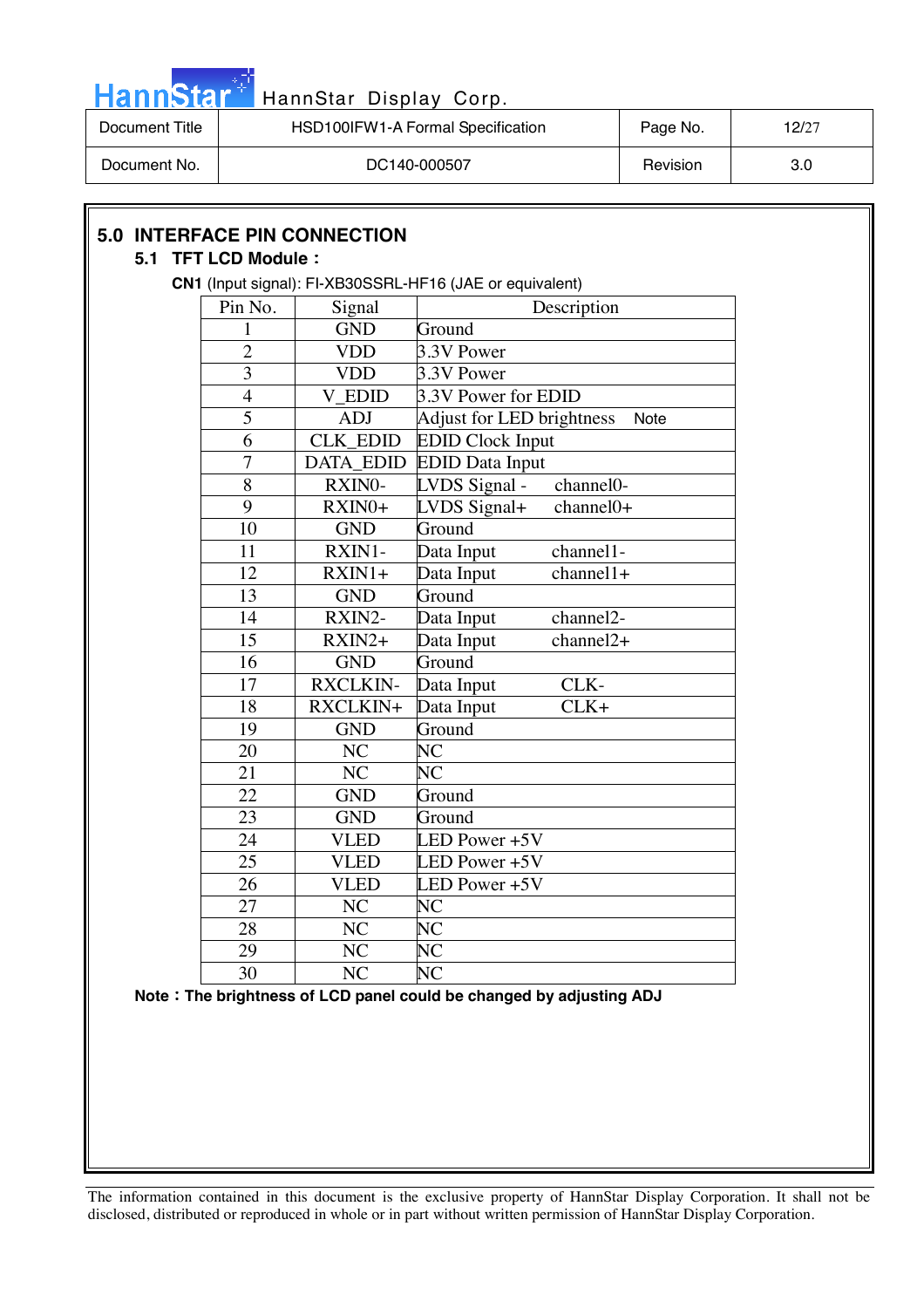## 5.0 INTERFACE PIN CONNECTION

### 5.1 TFT LCD Module :

**CN1** (Input signal): FI-XB30SSRL-HF16 (JAE or equivalent)

| Pin No. | Signal | Description |
|---|---|---|
| 1 | GND | Ground |
| 2 | VDD | 3.3V Power |
| 3 | VDD | 3.3V Power |
| 4 | V_EDID | 3.3V Power for EDID |
| 5 | ADJ | Adjust for LED brightness Note |
| 6 | CLK_EDID | EDID Clock Input |
| 7 | DATA_EDID | EDID Data Input |
| 8 | RXIN0- | LVDS Signal - channel0- |
| 9 | RXIN0+ | LVDS Signal+ channel0+ |
| 10 | GND | Ground |
| 11 | RXIN1- | Data Input channel1- |
| 12 | RXIN1+ | Data Input channel1+ |
| 13 | GND | Ground |
| 14 | RXIN2- | Data Input channel2- |
| 15 | RXIN2+ | Data Input channel2+ |
| 16 | GND | Ground |
| 17 | RXCLKIN- | Data Input CLK- |
| 18 | RXCLKIN+ | Data Input CLK+ |
| 19 | GND | Ground |
| 20 | NC | NC |
| 21 | NC | NC |
| 22 | GND | Ground |
| 23 | GND | Ground |
| 24 | VLED | LED Power +5V |
| 25 | VLED | LED Power +5V |
| 26 | VLED | LED Power +5V |
| 27 | NC | NC |
| 28 | NC | NC |
| 29 | NC | NC |
| 30 | NC | NC |

**Note：The brightness of LCD panel could be changed by adjusting ADJ**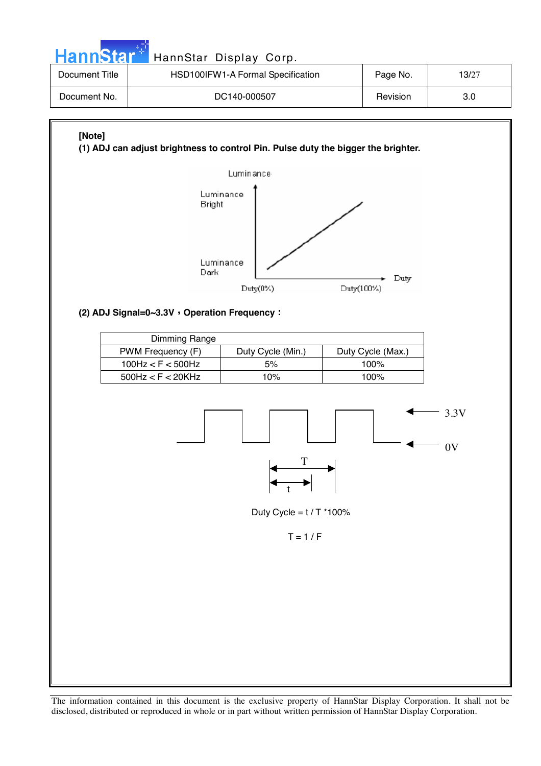**[Note]**

**(1) ADJ can adjust brightness to control Pin. Pulse duty the bigger the brighter.**

**(2) ADJ Signal=0~3.3V，Operation Frequency：**

| Dimming Range | | |
|---|---|---|
| PWM Frequency (F) | Duty Cycle (Min.) | Duty Cycle (Max.) |
| 100Hz < F < 500Hz | 5% | 100% |
| 500Hz < F < 20KHz | 10% | 100% |

Duty Cycle = t / T *100%

T = 1 / F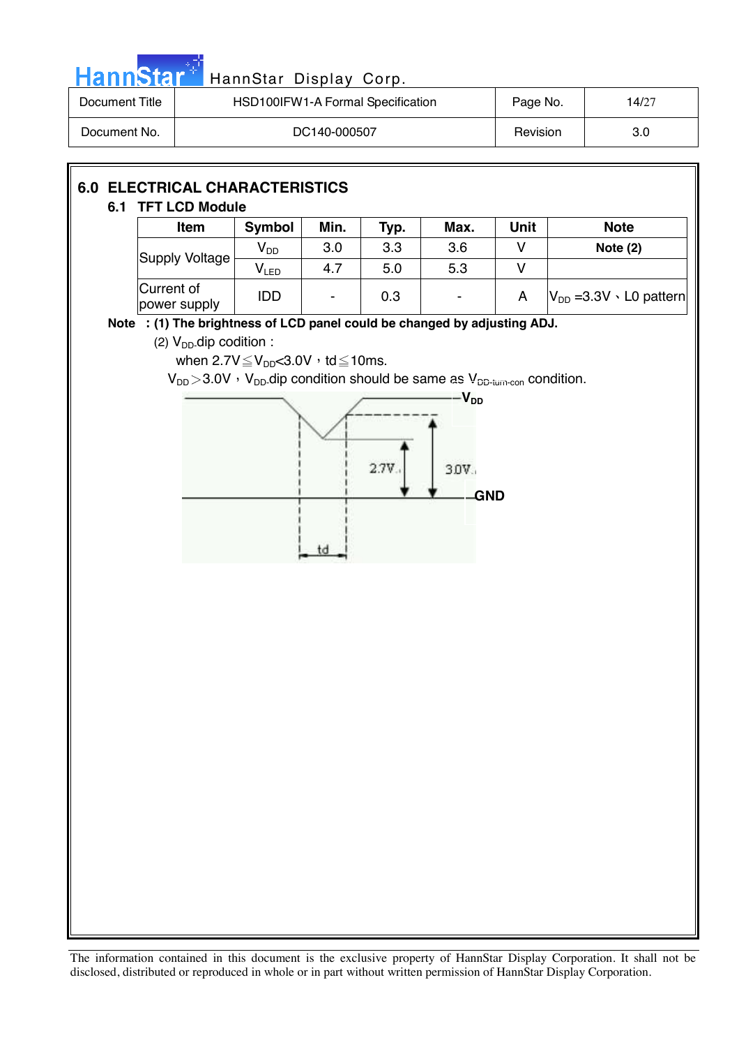## 6.0 ELECTRICAL CHARACTERISTICS

### 6.1 TFT LCD Module

| Item | Symbol | Min. | Typ. | Max. | Unit | Note |
|---|---|---|---|---|---|---|
| Supply Voltage | $V_{DD}$ | 3.0 | 3.3 | 3.6 | V | **Note (2)** |
| | $V_{LED}$ | 4.7 | 5.0 | 5.3 | V | |
| Current of power supply | IDD | - | 0.3 | - | A | $V_{DD}$ =3.3V、L0 pattern |

**Note ：(1) The brightness of LCD panel could be changed by adjusting ADJ.**

(2) $V_{DD}$ dip codition :

when 2.7V≦$V_{DD}$<3.0V，td≦10ms.

$V_{DD}$＞3.0V，$V_{DD}$ dip condition should be same as $V_{DD\text{-turn-con}}$ condition.

$V_{DD}$

2.7V

3.0V

GND

td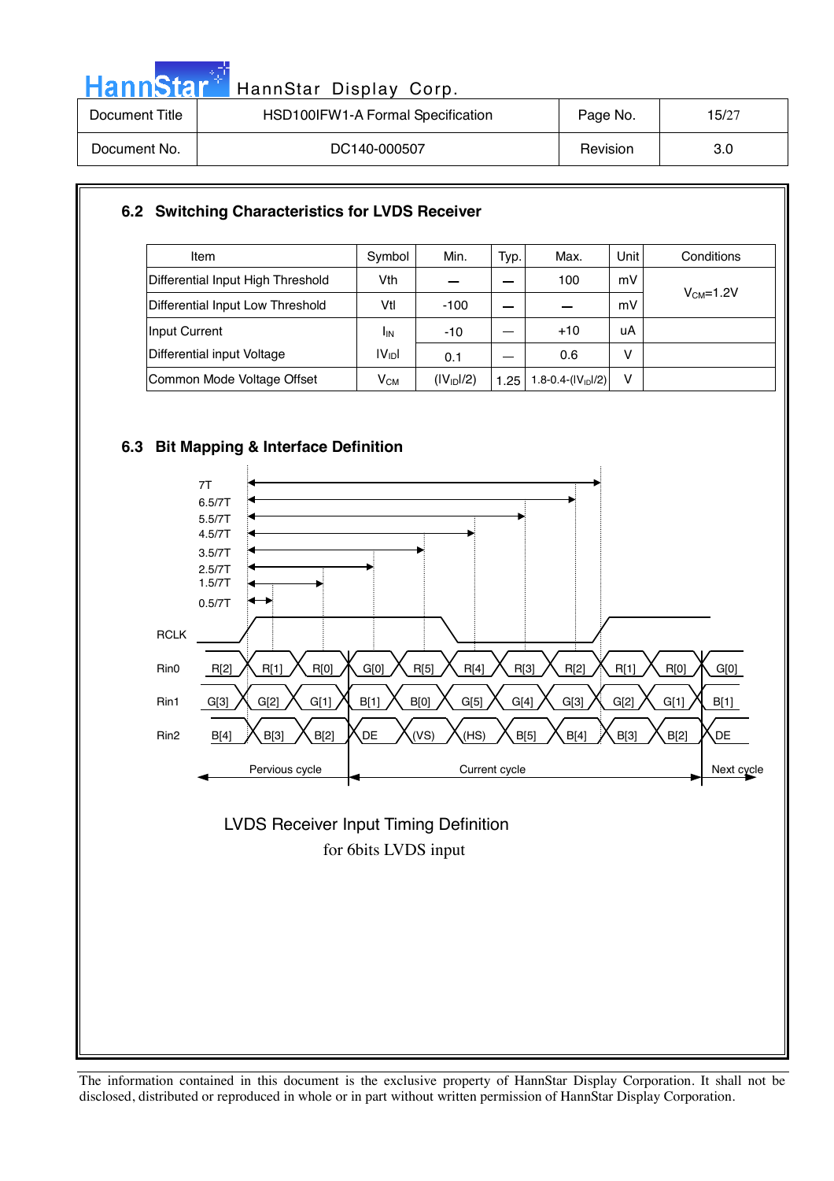## 6.2 Switching Characteristics for LVDS Receiver

| Item | Symbol | Min. | Typ. | Max. | Unit | Conditions |
|---|---|---|---|---|---|---|
| Differential Input High Threshold | Vth | — | — | 100 | mV | $V_{CM}$=1.2V |
| Differential Input Low Threshold | Vtl | -100 | — | — | mV | |
| Input Current | $I_{IN}$ | -10 | — | +10 | uA | |
| Differential input Voltage | $\|V_{ID}\|$ | 0.1 | — | 0.6 | V | |
| Common Mode Voltage Offset | $V_{CM}$ | $(\|V_{ID}\|/2)$ | 1.25 | $1.8-0.4-(\|V_{ID}\|/2)$ | V | |

## 6.3 Bit Mapping & Interface Definition

7T
6.5/7T
5.5/7T
4.5/7T
3.5/7T
2.5/7T
1.5/7T
0.5/7T

RCLK

| | | | | | | | | | | | |
|---|---|---|---|---|---|---|---|---|---|---|---|
| Rin0 | R[2] | R[1] | R[0] | G[0] | R[5] | R[4] | R[3] | R[2] | R[1] | R[0] | G[0] |
| Rin1 | G[3] | G[2] | G[1] | B[1] | B[0] | G[5] | G[4] | G[3] | G[2] | G[1] | B[1] |
| Rin2 | B[4] | B[3] | B[2] | DE | (VS) | (HS) | B[5] | B[4] | B[3] | B[2] | DE |

Pervious cycle — Current cycle — Next cycle

LVDS Receiver Input Timing Definition
for 6bits LVDS input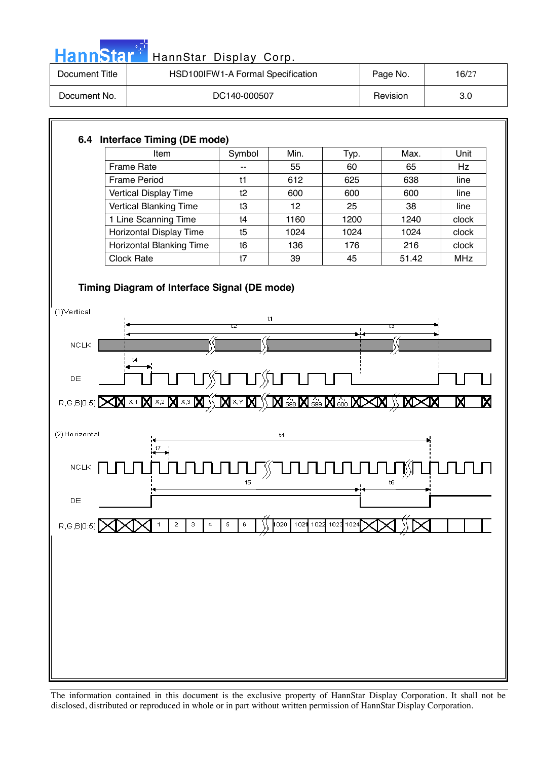### 6.4 Interface Timing (DE mode)

| Item | Symbol | Min. | Typ. | Max. | Unit |
|---|---|---|---|---|---|
| Frame Rate | -- | 55 | 60 | 65 | Hz |
| Frame Period | t1 | 612 | 625 | 638 | line |
| Vertical Display Time | t2 | 600 | 600 | 600 | line |
| Vertical Blanking Time | t3 | 12 | 25 | 38 | line |
| 1 Line Scanning Time | t4 | 1160 | 1200 | 1240 | clock |
| Horizontal Display Time | t5 | 1024 | 1024 | 1024 | clock |
| Horizontal Blanking Time | t6 | 136 | 176 | 216 | clock |
| Clock Rate | t7 | 39 | 45 | 51.42 | MHz |

### Timing Diagram of Interface Signal (DE mode)

(1)Vertical

(2)Horizontal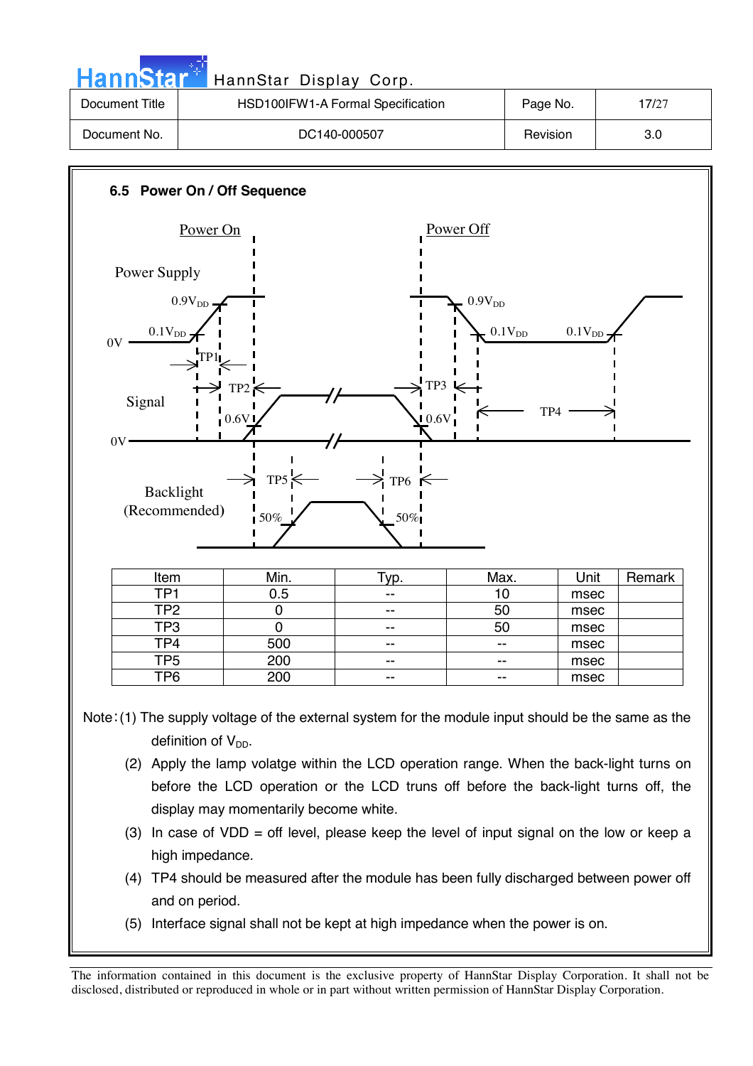## 6.5 Power On / Off Sequence

| Item | Min. | Typ. | Max. | Unit | Remark |
|---|---|---|---|---|---|
| TP1 | 0.5 | -- | 10 | msec | |
| TP2 | 0 | -- | 50 | msec | |
| TP3 | 0 | -- | 50 | msec | |
| TP4 | 500 | -- | -- | msec | |
| TP5 | 200 | -- | -- | msec | |
| TP6 | 200 | -- | -- | msec | |

Note：(1) The supply voltage of the external system for the module input should be the same as the definition of $V_{DD}$.

(2) Apply the lamp volatge within the LCD operation range. When the back-light turns on before the LCD operation or the LCD truns off before the back-light turns off, the display may momentarily become white.

(3) In case of VDD = off level, please keep the level of input signal on the low or keep a high impedance.

(4) TP4 should be measured after the module has been fully discharged between power off and on period.

(5) Interface signal shall not be kept at high impedance when the power is on.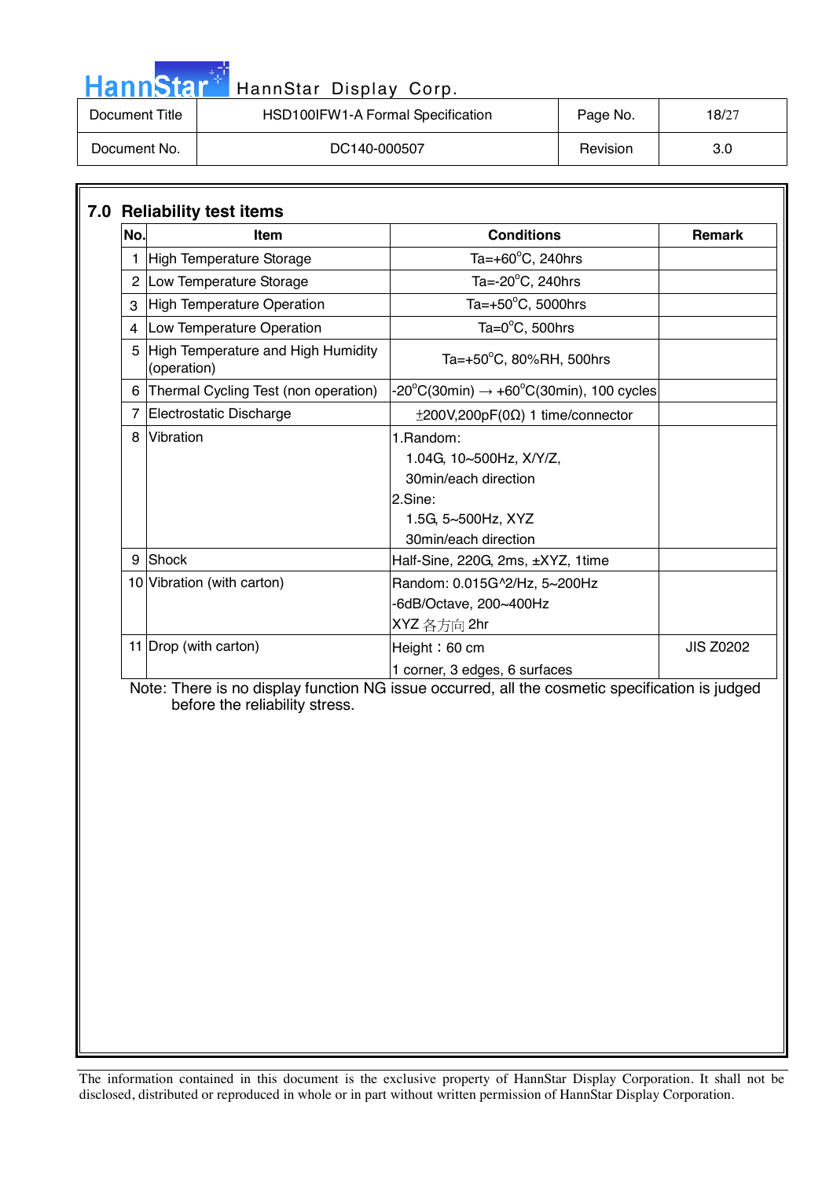## 7.0 Reliability test items

| No. | Item | Conditions | Remark |
|---|---|---|---|
| 1 | High Temperature Storage | Ta=+60°C, 240hrs | |
| 2 | Low Temperature Storage | Ta=-20°C, 240hrs | |
| 3 | High Temperature Operation | Ta=+50°C, 5000hrs | |
| 4 | Low Temperature Operation | Ta=0°C, 500hrs | |
| 5 | High Temperature and High Humidity (operation) | Ta=+50°C, 80%RH, 500hrs | |
| 6 | Thermal Cycling Test (non operation) | -20°C(30min) → +60°C(30min), 100 cycles | |
| 7 | Electrostatic Discharge | ±200V,200pF(0Ω) 1 time/connector | |
| 8 | Vibration | 1.Random:<br>1.04G, 10~500Hz, X/Y/Z,<br>30min/each direction<br>2.Sine:<br>1.5G, 5~500Hz, XYZ<br>30min/each direction | |
| 9 | Shock | Half-Sine, 220G, 2ms, ±XYZ, 1time | |
| 10 | Vibration (with carton) | Random: 0.015G^2/Hz, 5~200Hz<br>-6dB/Octave, 200~400Hz<br>XYZ 各方向 2hr | |
| 11 | Drop (with carton) | Height：60 cm<br>1 corner, 3 edges, 6 surfaces | JIS Z0202 |

Note: There is no display function NG issue occurred, all the cosmetic specification is judged before the reliability stress.

The information contained in this document is the exclusive property of HannStar Display Corporation. It shall not be disclosed, distributed or reproduced in whole or in part without written permission of HannStar Display Corporation.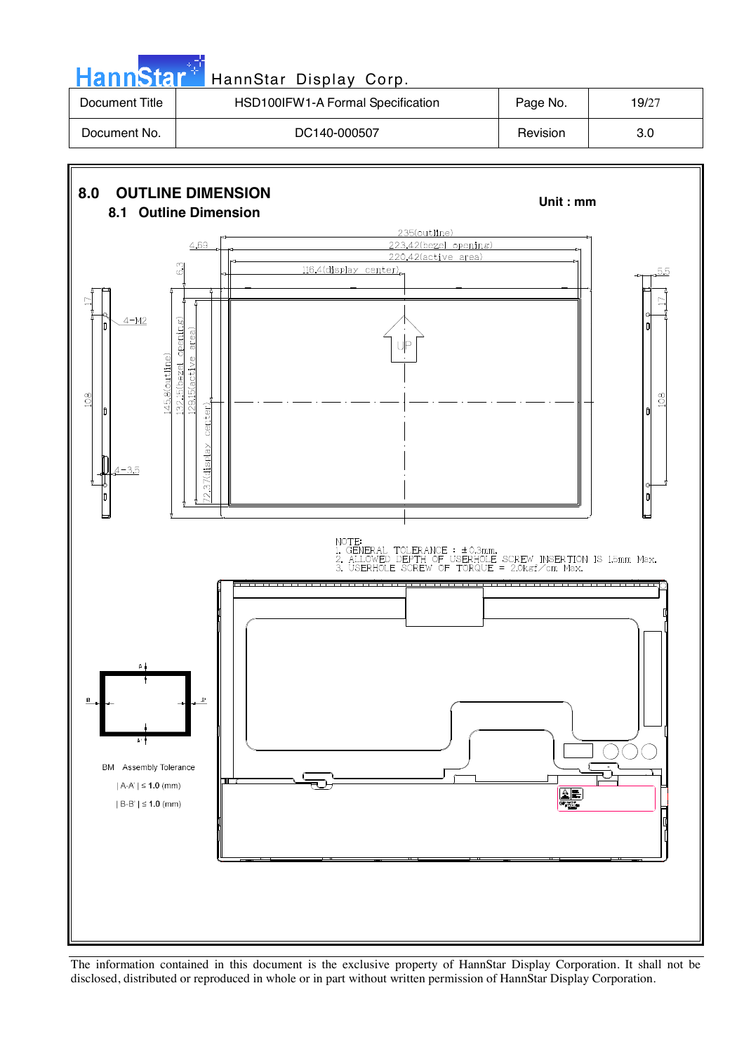## 8.0 OUTLINE DIMENSION

### 8.1 Outline Dimension

**Unit : mm**

235(outline)
4.69
223.42(bezel opening)
220.42(active area)
116.4(display center)
6.3
5.5
17
4–M2
145.8(outline)
132.15(bezel opening)
129.15(active area)
72.37(display center)
108
4–3.5
UP

NOTE:
1. GENERAL TOLERANCE : ±0.3mm.
2. ALLOWED DEPTH OF USERHOLE SCREW INSERTION IS 1.5mm Max.
3. USERHOLE SCREW OF TORQUE = 2.0kgf/cm Max.

BM Assembly Tolerance

| A-A' | ≤ **1.0** (mm)

| B-B' | ≤ **1.0** (mm)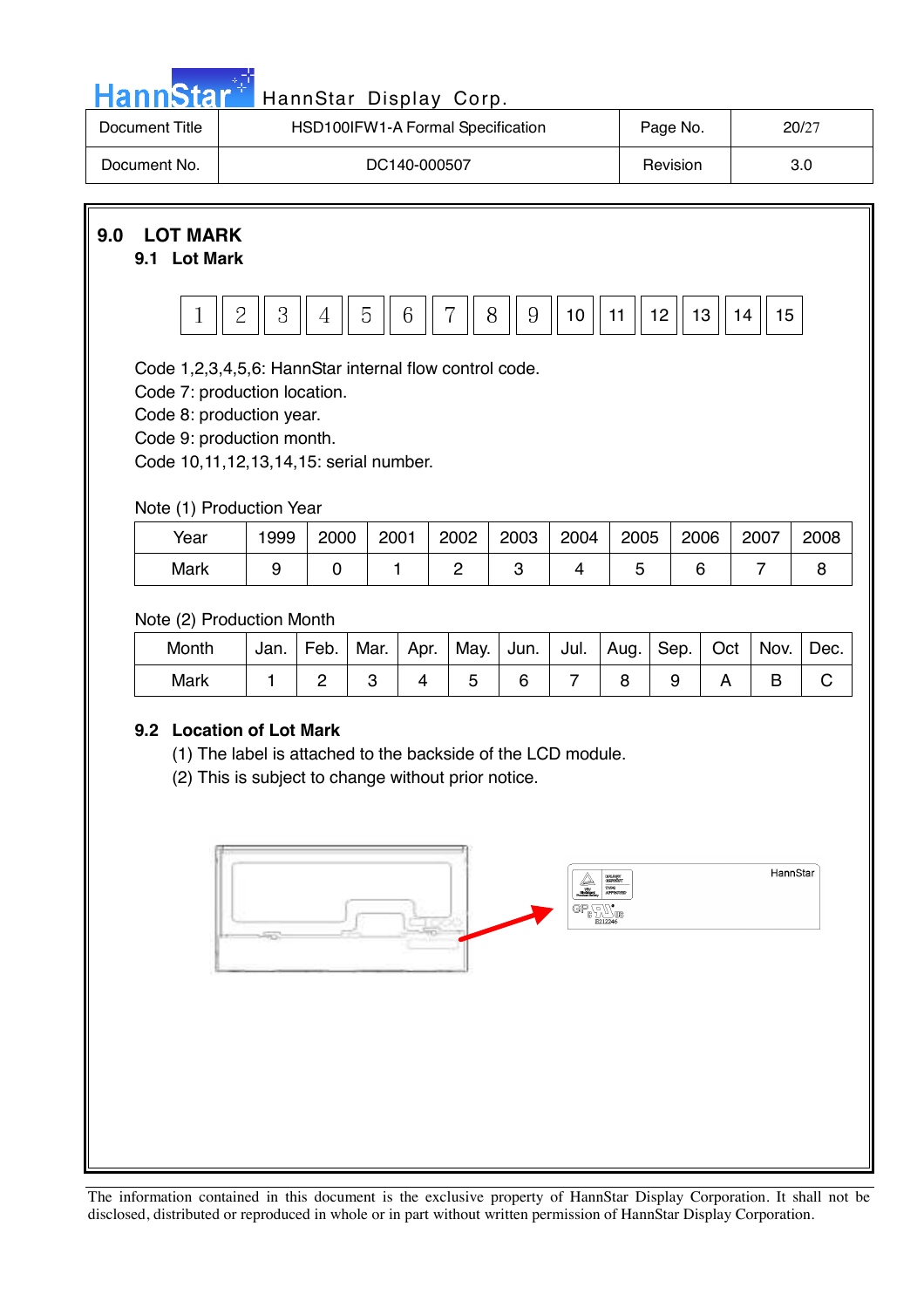## 9.0 LOT MARK

### 9.1 Lot Mark

| 1 | 2 | 3 | 4 | 5 | 6 | 7 | 8 | 9 | 10 | 11 | 12 | 13 | 14 | 15 |
|---|---|---|---|---|---|---|---|---|---|---|---|---|---|---|

Code 1,2,3,4,5,6: HannStar internal flow control code.
Code 7: production location.
Code 8: production year.
Code 9: production month.
Code 10,11,12,13,14,15: serial number.

Note (1) Production Year

| Year | 1999 | 2000 | 2001 | 2002 | 2003 | 2004 | 2005 | 2006 | 2007 | 2008 |
|---|---|---|---|---|---|---|---|---|---|---|
| Mark | 9 | 0 | 1 | 2 | 3 | 4 | 5 | 6 | 7 | 8 |

Note (2) Production Month

| Month | Jan. | Feb. | Mar. | Apr. | May. | Jun. | Jul. | Aug. | Sep. | Oct | Nov. | Dec. |
|---|---|---|---|---|---|---|---|---|---|---|---|---|
| Mark | 1 | 2 | 3 | 4 | 5 | 6 | 7 | 8 | 9 | A | B | C |

### 9.2 Location of Lot Mark

(1) The label is attached to the backside of the LCD module.
(2) This is subject to change without prior notice.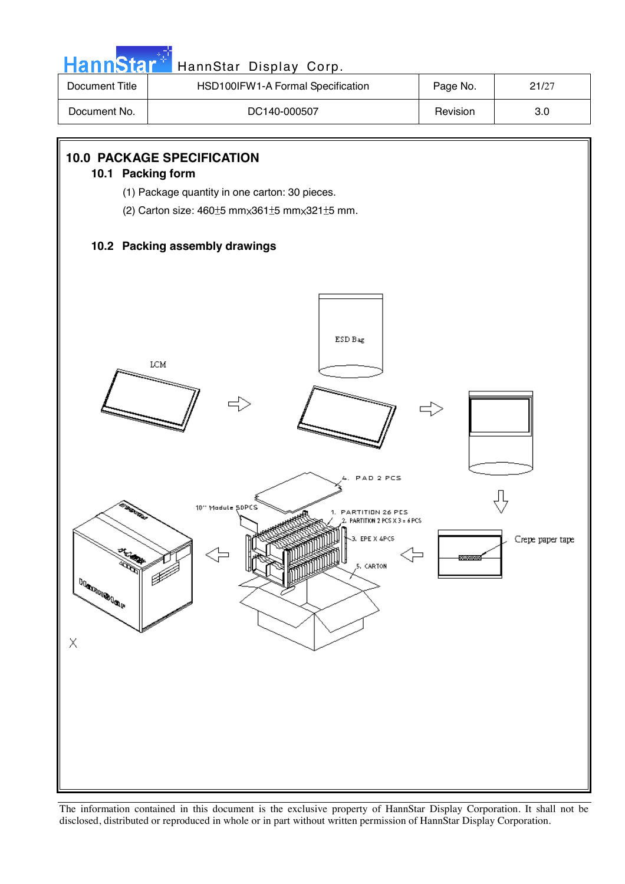## 10.0 PACKAGE SPECIFICATION

### 10.1 Packing form

(1) Package quantity in one carton: 30 pieces.

(2) Carton size: 460±5 mm x 361±5 mm x 321±5 mm.

### 10.2 Packing assembly drawings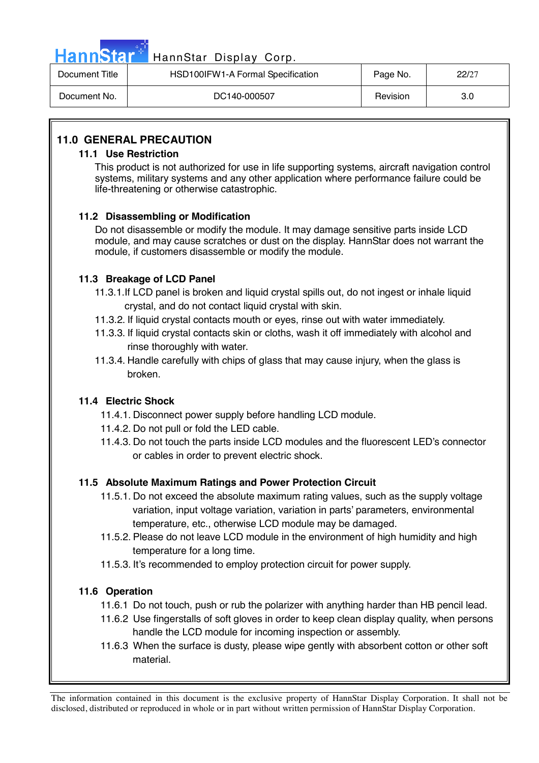## 11.0 GENERAL PRECAUTION

### 11.1 Use Restriction

This product is not authorized for use in life supporting systems, aircraft navigation control systems, military systems and any other application where performance failure could be life-threatening or otherwise catastrophic.

### 11.2 Disassembling or Modification

Do not disassemble or modify the module. It may damage sensitive parts inside LCD module, and may cause scratches or dust on the display. HannStar does not warrant the module, if customers disassemble or modify the module.

### 11.3 Breakage of LCD Panel

11.3.1.If LCD panel is broken and liquid crystal spills out, do not ingest or inhale liquid crystal, and do not contact liquid crystal with skin.

11.3.2. If liquid crystal contacts mouth or eyes, rinse out with water immediately.

11.3.3. If liquid crystal contacts skin or cloths, wash it off immediately with alcohol and rinse thoroughly with water.

11.3.4. Handle carefully with chips of glass that may cause injury, when the glass is broken.

### 11.4 Electric Shock

11.4.1. Disconnect power supply before handling LCD module.

11.4.2. Do not pull or fold the LED cable.

11.4.3. Do not touch the parts inside LCD modules and the fluorescent LED's connector or cables in order to prevent electric shock.

### 11.5 Absolute Maximum Ratings and Power Protection Circuit

11.5.1. Do not exceed the absolute maximum rating values, such as the supply voltage variation, input voltage variation, variation in parts' parameters, environmental temperature, etc., otherwise LCD module may be damaged.

11.5.2. Please do not leave LCD module in the environment of high humidity and high temperature for a long time.

11.5.3. It's recommended to employ protection circuit for power supply.

### 11.6 Operation

11.6.1 Do not touch, push or rub the polarizer with anything harder than HB pencil lead.

11.6.2 Use fingerstalls of soft gloves in order to keep clean display quality, when persons handle the LCD module for incoming inspection or assembly.

11.6.3 When the surface is dusty, please wipe gently with absorbent cotton or other soft material.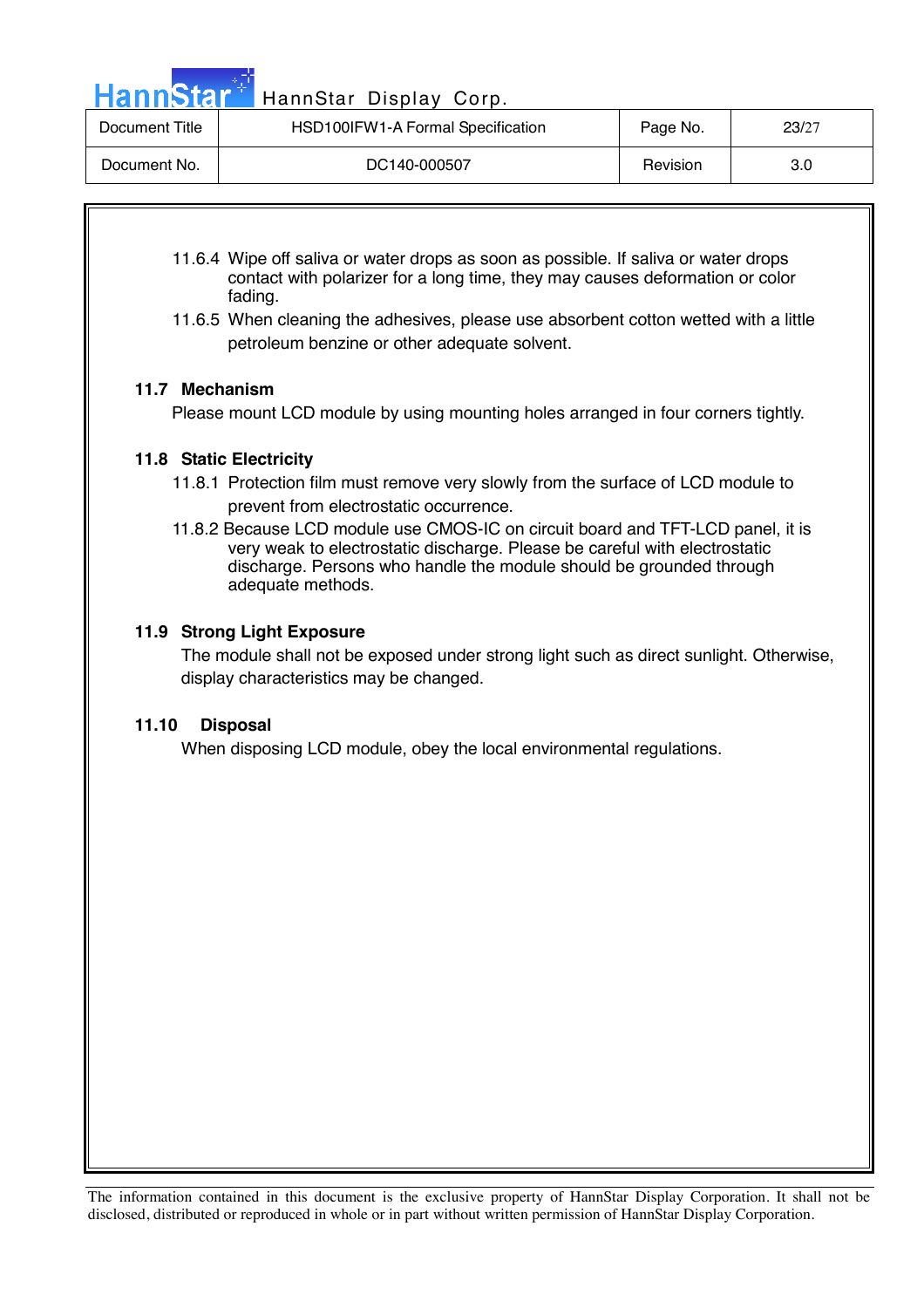11.6.4 Wipe off saliva or water drops as soon as possible. If saliva or water drops contact with polarizer for a long time, they may causes deformation or color fading.

11.6.5 When cleaning the adhesives, please use absorbent cotton wetted with a little petroleum benzine or other adequate solvent.

### 11.7 Mechanism

Please mount LCD module by using mounting holes arranged in four corners tightly.

### 11.8 Static Electricity

11.8.1 Protection film must remove very slowly from the surface of LCD module to prevent from electrostatic occurrence.

11.8.2 Because LCD module use CMOS-IC on circuit board and TFT-LCD panel, it is very weak to electrostatic discharge. Please be careful with electrostatic discharge. Persons who handle the module should be grounded through adequate methods.

### 11.9 Strong Light Exposure

The module shall not be exposed under strong light such as direct sunlight. Otherwise, display characteristics may be changed.

### 11.10 Disposal

When disposing LCD module, obey the local environmental regulations.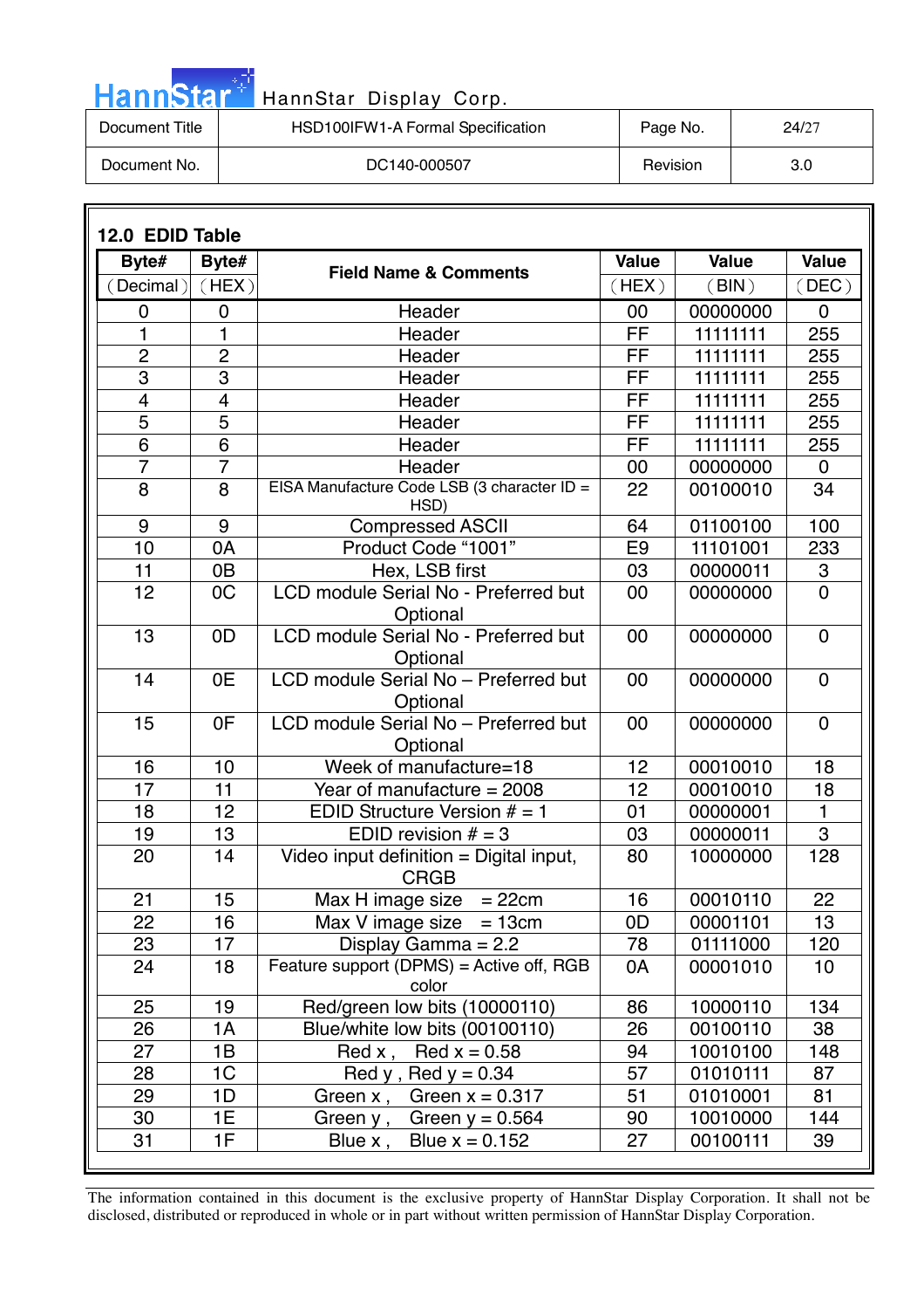## 12.0 EDID Table

| Byte# (Decimal) | Byte# (HEX) | Field Name & Comments | Value (HEX) | Value (BIN) | Value (DEC) |
|---|---|---|---|---|---|
| 0 | 0 | Header | 00 | 00000000 | 0 |
| 1 | 1 | Header | FF | 11111111 | 255 |
| 2 | 2 | Header | FF | 11111111 | 255 |
| 3 | 3 | Header | FF | 11111111 | 255 |
| 4 | 4 | Header | FF | 11111111 | 255 |
| 5 | 5 | Header | FF | 11111111 | 255 |
| 6 | 6 | Header | FF | 11111111 | 255 |
| 7 | 7 | Header | 00 | 00000000 | 0 |
| 8 | 8 | EISA Manufacture Code LSB (3 character ID = HSD) | 22 | 00100010 | 34 |
| 9 | 9 | Compressed ASCII | 64 | 01100100 | 100 |
| 10 | 0A | Product Code "1001" | E9 | 11101001 | 233 |
| 11 | 0B | Hex, LSB first | 03 | 00000011 | 3 |
| 12 | 0C | LCD module Serial No - Preferred but Optional | 00 | 00000000 | 0 |
| 13 | 0D | LCD module Serial No - Preferred but Optional | 00 | 00000000 | 0 |
| 14 | 0E | LCD module Serial No – Preferred but Optional | 00 | 00000000 | 0 |
| 15 | 0F | LCD module Serial No – Preferred but Optional | 00 | 00000000 | 0 |
| 16 | 10 | Week of manufacture=18 | 12 | 00010010 | 18 |
| 17 | 11 | Year of manufacture = 2008 | 12 | 00010010 | 18 |
| 18 | 12 | EDID Structure Version # = 1 | 01 | 00000001 | 1 |
| 19 | 13 | EDID revision # = 3 | 03 | 00000011 | 3 |
| 20 | 14 | Video input definition = Digital input, CRGB | 80 | 10000000 | 128 |
| 21 | 15 | Max H image size = 22cm | 16 | 00010110 | 22 |
| 22 | 16 | Max V image size = 13cm | 0D | 00001101 | 13 |
| 23 | 17 | Display Gamma = 2.2 | 78 | 01111000 | 120 |
| 24 | 18 | Feature support (DPMS) = Active off, RGB color | 0A | 00001010 | 10 |
| 25 | 19 | Red/green low bits (10000110) | 86 | 10000110 | 134 |
| 26 | 1A | Blue/white low bits (00100110) | 26 | 00100110 | 38 |
| 27 | 1B | Red x , Red x = 0.58 | 94 | 10010100 | 148 |
| 28 | 1C | Red y , Red y = 0.34 | 57 | 01010111 | 87 |
| 29 | 1D | Green x , Green x = 0.317 | 51 | 01010001 | 81 |
| 30 | 1E | Green y , Green y = 0.564 | 90 | 10010000 | 144 |
| 31 | 1F | Blue x , Blue x = 0.152 | 27 | 00100111 | 39 |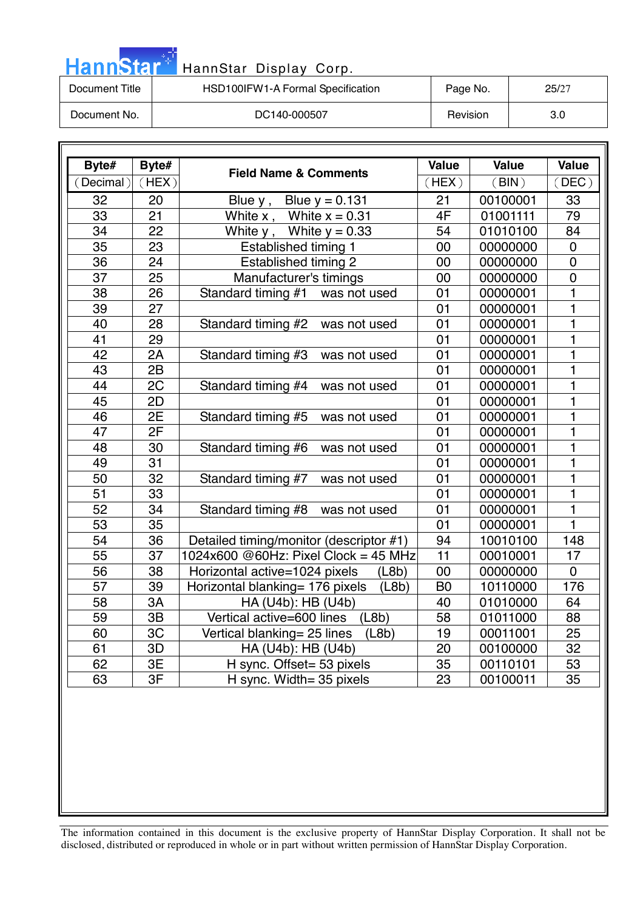| Byte# (Decimal) | Byte# (HEX) | Field Name & Comments | Value (HEX) | Value (BIN) | Value (DEC) |
|---|---|---|---|---|---|
| 32 | 20 | Blue y , Blue y = 0.131 | 21 | 00100001 | 33 |
| 33 | 21 | White x , White x = 0.31 | 4F | 01001111 | 79 |
| 34 | 22 | White y , White y = 0.33 | 54 | 01010100 | 84 |
| 35 | 23 | Established timing 1 | 00 | 00000000 | 0 |
| 36 | 24 | Established timing 2 | 00 | 00000000 | 0 |
| 37 | 25 | Manufacturer's timings | 00 | 00000000 | 0 |
| 38 | 26 | Standard timing #1 was not used | 01 | 00000001 | 1 |
| 39 | 27 | | 01 | 00000001 | 1 |
| 40 | 28 | Standard timing #2 was not used | 01 | 00000001 | 1 |
| 41 | 29 | | 01 | 00000001 | 1 |
| 42 | 2A | Standard timing #3 was not used | 01 | 00000001 | 1 |
| 43 | 2B | | 01 | 00000001 | 1 |
| 44 | 2C | Standard timing #4 was not used | 01 | 00000001 | 1 |
| 45 | 2D | | 01 | 00000001 | 1 |
| 46 | 2E | Standard timing #5 was not used | 01 | 00000001 | 1 |
| 47 | 2F | | 01 | 00000001 | 1 |
| 48 | 30 | Standard timing #6 was not used | 01 | 00000001 | 1 |
| 49 | 31 | | 01 | 00000001 | 1 |
| 50 | 32 | Standard timing #7 was not used | 01 | 00000001 | 1 |
| 51 | 33 | | 01 | 00000001 | 1 |
| 52 | 34 | Standard timing #8 was not used | 01 | 00000001 | 1 |
| 53 | 35 | | 01 | 00000001 | 1 |
| 54 | 36 | Detailed timing/monitor (descriptor #1) | 94 | 10010100 | 148 |
| 55 | 37 | 1024x600 @60Hz: Pixel Clock = 45 MHz | 11 | 00010001 | 17 |
| 56 | 38 | Horizontal active=1024 pixels (L8b) | 00 | 00000000 | 0 |
| 57 | 39 | Horizontal blanking= 176 pixels (L8b) | B0 | 10110000 | 176 |
| 58 | 3A | HA (U4b): HB (U4b) | 40 | 01010000 | 64 |
| 59 | 3B | Vertical active=600 lines (L8b) | 58 | 01011000 | 88 |
| 60 | 3C | Vertical blanking= 25 lines (L8b) | 19 | 00011001 | 25 |
| 61 | 3D | HA (U4b): HB (U4b) | 20 | 00100000 | 32 |
| 62 | 3E | H sync. Offset= 53 pixels | 35 | 00110101 | 53 |
| 63 | 3F | H sync. Width= 35 pixels | 23 | 00100011 | 35 |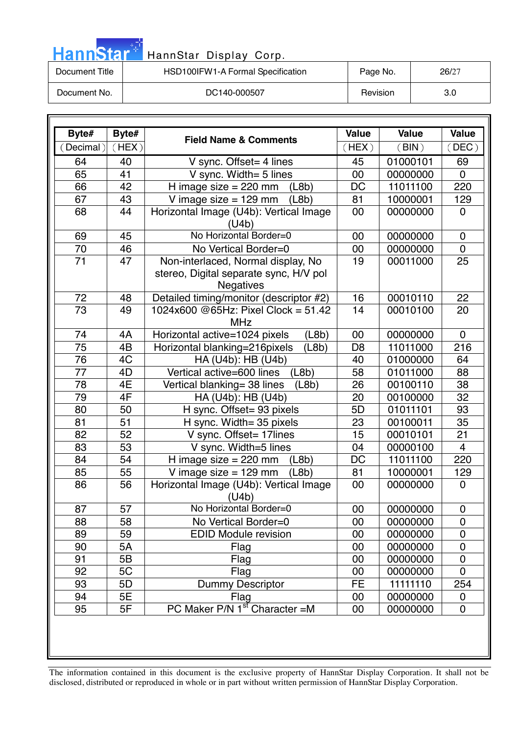| Byte# (Decimal) | Byte# (HEX) | Field Name & Comments | Value (HEX) | Value (BIN) | Value (DEC) |
|---|---|---|---|---|---|
| 64 | 40 | V sync. Offset= 4 lines | 45 | 01000101 | 69 |
| 65 | 41 | V sync. Width= 5 lines | 00 | 00000000 | 0 |
| 66 | 42 | H image size = 220 mm (L8b) | DC | 11011100 | 220 |
| 67 | 43 | V image size = 129 mm (L8b) | 81 | 10000001 | 129 |
| 68 | 44 | Horizontal Image (U4b): Vertical Image (U4b) | 00 | 00000000 | 0 |
| 69 | 45 | No Horizontal Border=0 | 00 | 00000000 | 0 |
| 70 | 46 | No Vertical Border=0 | 00 | 00000000 | 0 |
| 71 | 47 | Non-interlaced, Normal display, No stereo, Digital separate sync, H/V pol Negatives | 19 | 00011000 | 25 |
| 72 | 48 | Detailed timing/monitor (descriptor #2) | 16 | 00010110 | 22 |
| 73 | 49 | 1024x600 @65Hz: Pixel Clock = 51.42 MHz | 14 | 00010100 | 20 |
| 74 | 4A | Horizontal active=1024 pixels (L8b) | 00 | 00000000 | 0 |
| 75 | 4B | Horizontal blanking=216pixels (L8b) | D8 | 11011000 | 216 |
| 76 | 4C | HA (U4b): HB (U4b) | 40 | 01000000 | 64 |
| 77 | 4D | Vertical active=600 lines (L8b) | 58 | 01011000 | 88 |
| 78 | 4E | Vertical blanking= 38 lines (L8b) | 26 | 00100110 | 38 |
| 79 | 4F | HA (U4b): HB (U4b) | 20 | 00100000 | 32 |
| 80 | 50 | H sync. Offset= 93 pixels | 5D | 01011101 | 93 |
| 81 | 51 | H sync. Width= 35 pixels | 23 | 00100011 | 35 |
| 82 | 52 | V sync. Offset= 17lines | 15 | 00010101 | 21 |
| 83 | 53 | V sync. Width=5 lines | 04 | 00000100 | 4 |
| 84 | 54 | H image size = 220 mm (L8b) | DC | 11011100 | 220 |
| 85 | 55 | V image size = 129 mm (L8b) | 81 | 10000001 | 129 |
| 86 | 56 | Horizontal Image (U4b): Vertical Image (U4b) | 00 | 00000000 | 0 |
| 87 | 57 | No Horizontal Border=0 | 00 | 00000000 | 0 |
| 88 | 58 | No Vertical Border=0 | 00 | 00000000 | 0 |
| 89 | 59 | EDID Module revision | 00 | 00000000 | 0 |
| 90 | 5A | Flag | 00 | 00000000 | 0 |
| 91 | 5B | Flag | 00 | 00000000 | 0 |
| 92 | 5C | Flag | 00 | 00000000 | 0 |
| 93 | 5D | Dummy Descriptor | FE | 11111110 | 254 |
| 94 | 5E | Flag | 00 | 00000000 | 0 |
| 95 | 5F | PC Maker P/N 1st Character =M | 00 | 00000000 | 0 |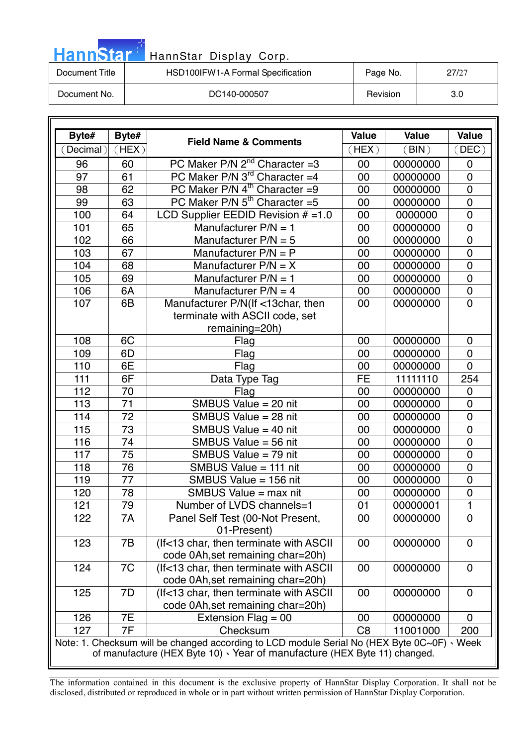| Byte# (Decimal) | Byte# (HEX) | Field Name & Comments | Value (HEX) | Value (BIN) | Value (DEC) |
|---|---|---|---|---|---|
| 96 | 60 | PC Maker P/N 2nd Character =3 | 00 | 00000000 | 0 |
| 97 | 61 | PC Maker P/N 3rd Character =4 | 00 | 00000000 | 0 |
| 98 | 62 | PC Maker P/N 4th Character =9 | 00 | 00000000 | 0 |
| 99 | 63 | PC Maker P/N 5th Character =5 | 00 | 00000000 | 0 |
| 100 | 64 | LCD Supplier EEDID Revision # =1.0 | 00 | 0000000 | 0 |
| 101 | 65 | Manufacturer P/N = 1 | 00 | 00000000 | 0 |
| 102 | 66 | Manufacturer P/N = 5 | 00 | 00000000 | 0 |
| 103 | 67 | Manufacturer P/N = P | 00 | 00000000 | 0 |
| 104 | 68 | Manufacturer P/N = X | 00 | 00000000 | 0 |
| 105 | 69 | Manufacturer P/N = 1 | 00 | 00000000 | 0 |
| 106 | 6A | Manufacturer P/N = 4 | 00 | 00000000 | 0 |
| 107 | 6B | Manufacturer P/N(If <13char, then terminate with ASCII code, set remaining=20h) | 00 | 00000000 | 0 |
| 108 | 6C | Flag | 00 | 00000000 | 0 |
| 109 | 6D | Flag | 00 | 00000000 | 0 |
| 110 | 6E | Flag | 00 | 00000000 | 0 |
| 111 | 6F | Data Type Tag | FE | 11111110 | 254 |
| 112 | 70 | Flag | 00 | 00000000 | 0 |
| 113 | 71 | SMBUS Value = 20 nit | 00 | 00000000 | 0 |
| 114 | 72 | SMBUS Value = 28 nit | 00 | 00000000 | 0 |
| 115 | 73 | SMBUS Value = 40 nit | 00 | 00000000 | 0 |
| 116 | 74 | SMBUS Value = 56 nit | 00 | 00000000 | 0 |
| 117 | 75 | SMBUS Value = 79 nit | 00 | 00000000 | 0 |
| 118 | 76 | SMBUS Value = 111 nit | 00 | 00000000 | 0 |
| 119 | 77 | SMBUS Value = 156 nit | 00 | 00000000 | 0 |
| 120 | 78 | SMBUS Value = max nit | 00 | 00000000 | 0 |
| 121 | 79 | Number of LVDS channels=1 | 01 | 00000001 | 1 |
| 122 | 7A | Panel Self Test (00-Not Present, 01-Present) | 00 | 00000000 | 0 |
| 123 | 7B | (If<13 char, then terminate with ASCII code 0Ah,set remaining char=20h) | 00 | 00000000 | 0 |
| 124 | 7C | (If<13 char, then terminate with ASCII code 0Ah,set remaining char=20h) | 00 | 00000000 | 0 |
| 125 | 7D | (If<13 char, then terminate with ASCII code 0Ah,set remaining char=20h) | 00 | 00000000 | 0 |
| 126 | 7E | Extension Flag = 00 | 00 | 00000000 | 0 |
| 127 | 7F | Checksum | C8 | 11001000 | 200 |

Note: 1. Checksum will be changed according to LCD module Serial No (HEX Byte 0C~0F) 、Week of manufacture (HEX Byte 10) 、Year of manufacture (HEX Byte 11) changed.